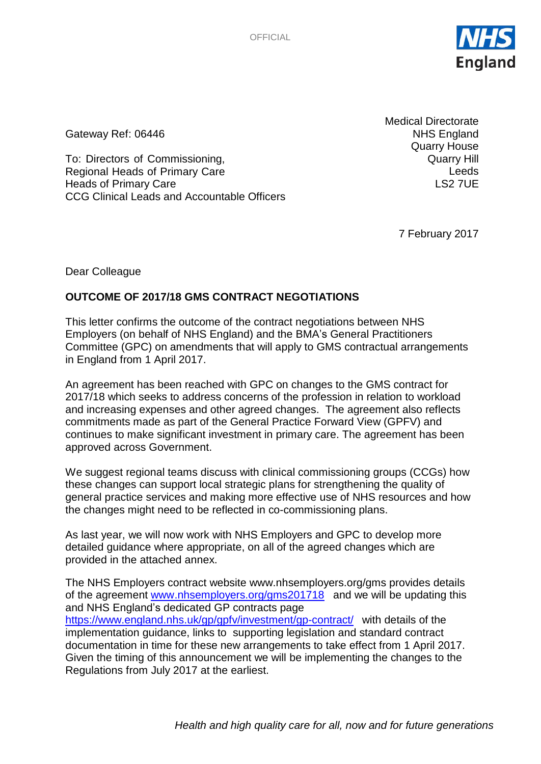OFFICIAL

NHS England

Gateway Ref: 06446

To: Directors of Commissioning,
Regional Heads of Primary Care
Heads of Primary Care
CCG Clinical Leads and Accountable Officers

Medical Directorate
NHS England
Quarry House
Quarry Hill
Leeds
LS2 7UE

7 February 2017

Dear Colleague

**OUTCOME OF 2017/18 GMS CONTRACT NEGOTIATIONS**

This letter confirms the outcome of the contract negotiations between NHS Employers (on behalf of NHS England) and the BMA's General Practitioners Committee (GPC) on amendments that will apply to GMS contractual arrangements in England from 1 April 2017.

An agreement has been reached with GPC on changes to the GMS contract for 2017/18 which seeks to address concerns of the profession in relation to workload and increasing expenses and other agreed changes. The agreement also reflects commitments made as part of the General Practice Forward View (GPFV) and continues to make significant investment in primary care. The agreement has been approved across Government.

We suggest regional teams discuss with clinical commissioning groups (CCGs) how these changes can support local strategic plans for strengthening the quality of general practice services and making more effective use of NHS resources and how the changes might need to be reflected in co-commissioning plans.

As last year, we will now work with NHS Employers and GPC to develop more detailed guidance where appropriate, on all of the agreed changes which are provided in the attached annex.

The NHS Employers contract website www.nhsemployers.org/gms provides details of the agreement www.nhsemployers.org/gms201718 and we will be updating this and NHS England's dedicated GP contracts page https://www.england.nhs.uk/gp/gpfv/investment/gp-contract/ with details of the implementation guidance, links to supporting legislation and standard contract documentation in time for these new arrangements to take effect from 1 April 2017. Given the timing of this announcement we will be implementing the changes to the Regulations from July 2017 at the earliest.

*Health and high quality care for all, now and for future generations*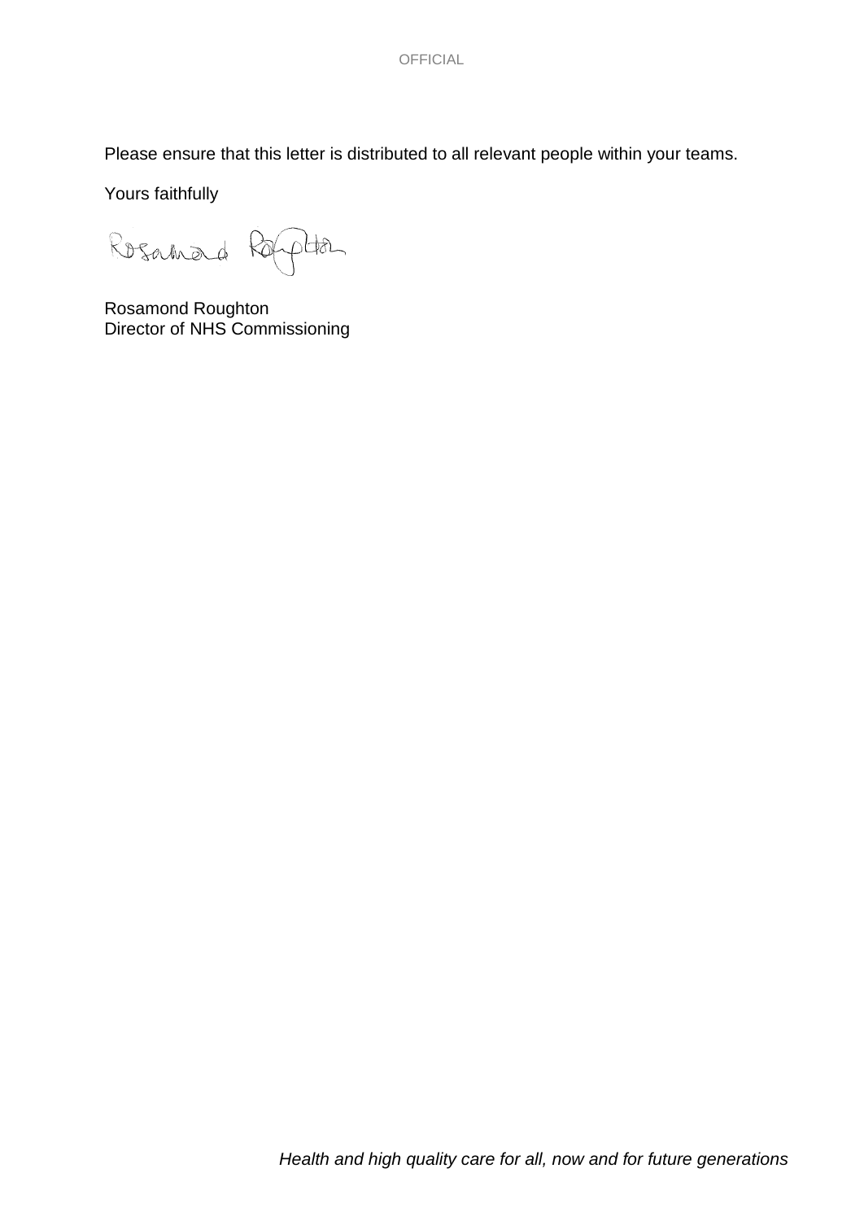Please ensure that this letter is distributed to all relevant people within your teams.

Yours faithfully

Rosamond Roughton
Director of NHS Commissioning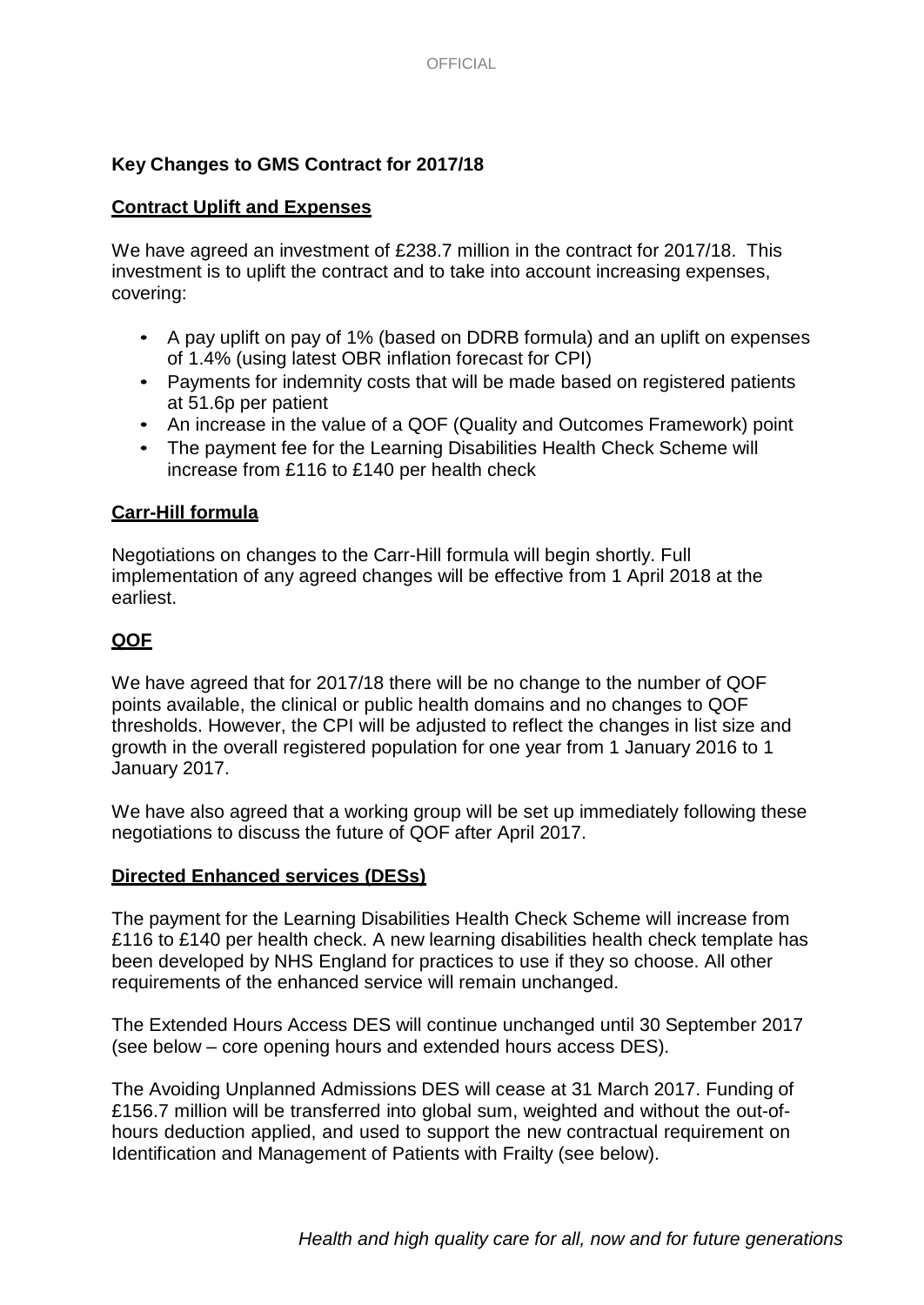## Key Changes to GMS Contract for 2017/18

### Contract Uplift and Expenses

We have agreed an investment of £238.7 million in the contract for 2017/18. This investment is to uplift the contract and to take into account increasing expenses, covering:

- A pay uplift on pay of 1% (based on DDRB formula) and an uplift on expenses of 1.4% (using latest OBR inflation forecast for CPI)
- Payments for indemnity costs that will be made based on registered patients at 51.6p per patient
- An increase in the value of a QOF (Quality and Outcomes Framework) point
- The payment fee for the Learning Disabilities Health Check Scheme will increase from £116 to £140 per health check

### Carr-Hill formula

Negotiations on changes to the Carr-Hill formula will begin shortly. Full implementation of any agreed changes will be effective from 1 April 2018 at the earliest.

### QOF

We have agreed that for 2017/18 there will be no change to the number of QOF points available, the clinical or public health domains and no changes to QOF thresholds. However, the CPI will be adjusted to reflect the changes in list size and growth in the overall registered population for one year from 1 January 2016 to 1 January 2017.

We have also agreed that a working group will be set up immediately following these negotiations to discuss the future of QOF after April 2017.

### Directed Enhanced services (DESs)

The payment for the Learning Disabilities Health Check Scheme will increase from £116 to £140 per health check. A new learning disabilities health check template has been developed by NHS England for practices to use if they so choose. All other requirements of the enhanced service will remain unchanged.

The Extended Hours Access DES will continue unchanged until 30 September 2017 (see below – core opening hours and extended hours access DES).

The Avoiding Unplanned Admissions DES will cease at 31 March 2017. Funding of £156.7 million will be transferred into global sum, weighted and without the out-of-hours deduction applied, and used to support the new contractual requirement on Identification and Management of Patients with Frailty (see below).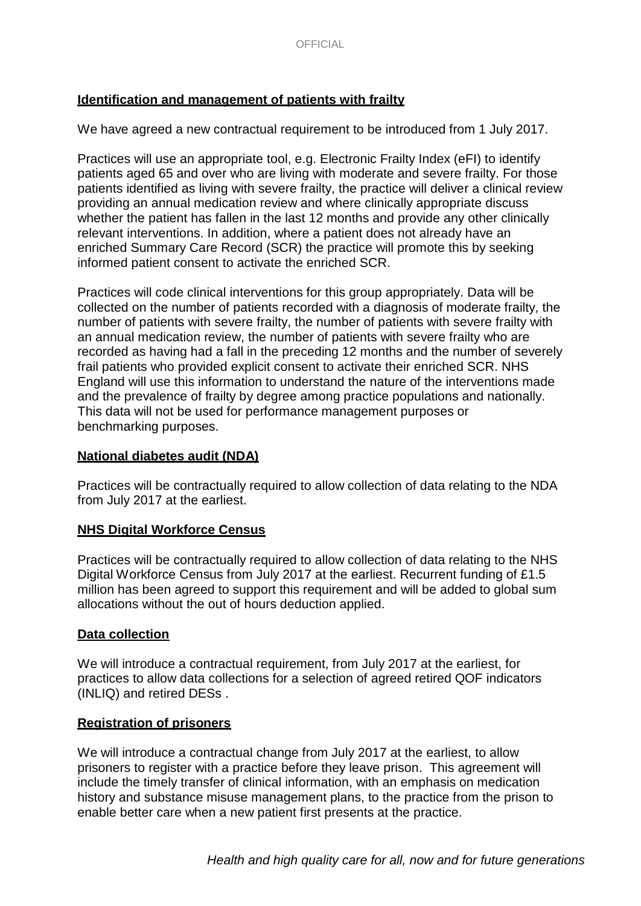**Identification and management of patients with frailty**

We have agreed a new contractual requirement to be introduced from 1 July 2017.

Practices will use an appropriate tool, e.g. Electronic Frailty Index (eFI) to identify patients aged 65 and over who are living with moderate and severe frailty. For those patients identified as living with severe frailty, the practice will deliver a clinical review providing an annual medication review and where clinically appropriate discuss whether the patient has fallen in the last 12 months and provide any other clinically relevant interventions. In addition, where a patient does not already have an enriched Summary Care Record (SCR) the practice will promote this by seeking informed patient consent to activate the enriched SCR.

Practices will code clinical interventions for this group appropriately. Data will be collected on the number of patients recorded with a diagnosis of moderate frailty, the number of patients with severe frailty, the number of patients with severe frailty with an annual medication review, the number of patients with severe frailty who are recorded as having had a fall in the preceding 12 months and the number of severely frail patients who provided explicit consent to activate their enriched SCR. NHS England will use this information to understand the nature of the interventions made and the prevalence of frailty by degree among practice populations and nationally. This data will not be used for performance management purposes or benchmarking purposes.

**National diabetes audit (NDA)**

Practices will be contractually required to allow collection of data relating to the NDA from July 2017 at the earliest.

**NHS Digital Workforce Census**

Practices will be contractually required to allow collection of data relating to the NHS Digital Workforce Census from July 2017 at the earliest. Recurrent funding of £1.5 million has been agreed to support this requirement and will be added to global sum allocations without the out of hours deduction applied.

**Data collection**

We will introduce a contractual requirement, from July 2017 at the earliest, for practices to allow data collections for a selection of agreed retired QOF indicators (INLIQ) and retired DESs .

**Registration of prisoners**

We will introduce a contractual change from July 2017 at the earliest, to allow prisoners to register with a practice before they leave prison. This agreement will include the timely transfer of clinical information, with an emphasis on medication history and substance misuse management plans, to the practice from the prison to enable better care when a new patient first presents at the practice.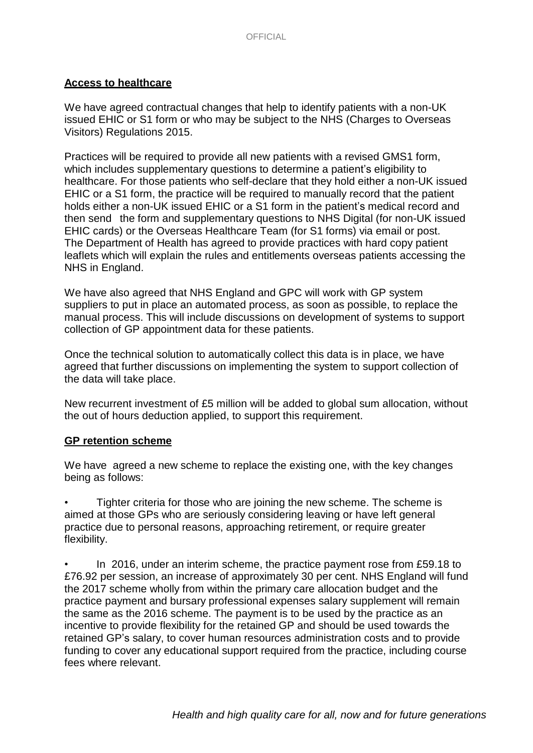## Access to healthcare

We have agreed contractual changes that help to identify patients with a non-UK issued EHIC or S1 form or who may be subject to the NHS (Charges to Overseas Visitors) Regulations 2015.

Practices will be required to provide all new patients with a revised GMS1 form, which includes supplementary questions to determine a patient's eligibility to healthcare. For those patients who self-declare that they hold either a non-UK issued EHIC or a S1 form, the practice will be required to manually record that the patient holds either a non-UK issued EHIC or a S1 form in the patient's medical record and then send the form and supplementary questions to NHS Digital (for non-UK issued EHIC cards) or the Overseas Healthcare Team (for S1 forms) via email or post. The Department of Health has agreed to provide practices with hard copy patient leaflets which will explain the rules and entitlements overseas patients accessing the NHS in England.

We have also agreed that NHS England and GPC will work with GP system suppliers to put in place an automated process, as soon as possible, to replace the manual process. This will include discussions on development of systems to support collection of GP appointment data for these patients.

Once the technical solution to automatically collect this data is in place, we have agreed that further discussions on implementing the system to support collection of the data will take place.

New recurrent investment of £5 million will be added to global sum allocation, without the out of hours deduction applied, to support this requirement.

## GP retention scheme

We have agreed a new scheme to replace the existing one, with the key changes being as follows:

- Tighter criteria for those who are joining the new scheme. The scheme is aimed at those GPs who are seriously considering leaving or have left general practice due to personal reasons, approaching retirement, or require greater flexibility.
- In 2016, under an interim scheme, the practice payment rose from £59.18 to £76.92 per session, an increase of approximately 30 per cent. NHS England will fund the 2017 scheme wholly from within the primary care allocation budget and the practice payment and bursary professional expenses salary supplement will remain the same as the 2016 scheme. The payment is to be used by the practice as an incentive to provide flexibility for the retained GP and should be used towards the retained GP's salary, to cover human resources administration costs and to provide funding to cover any educational support required from the practice, including course fees where relevant.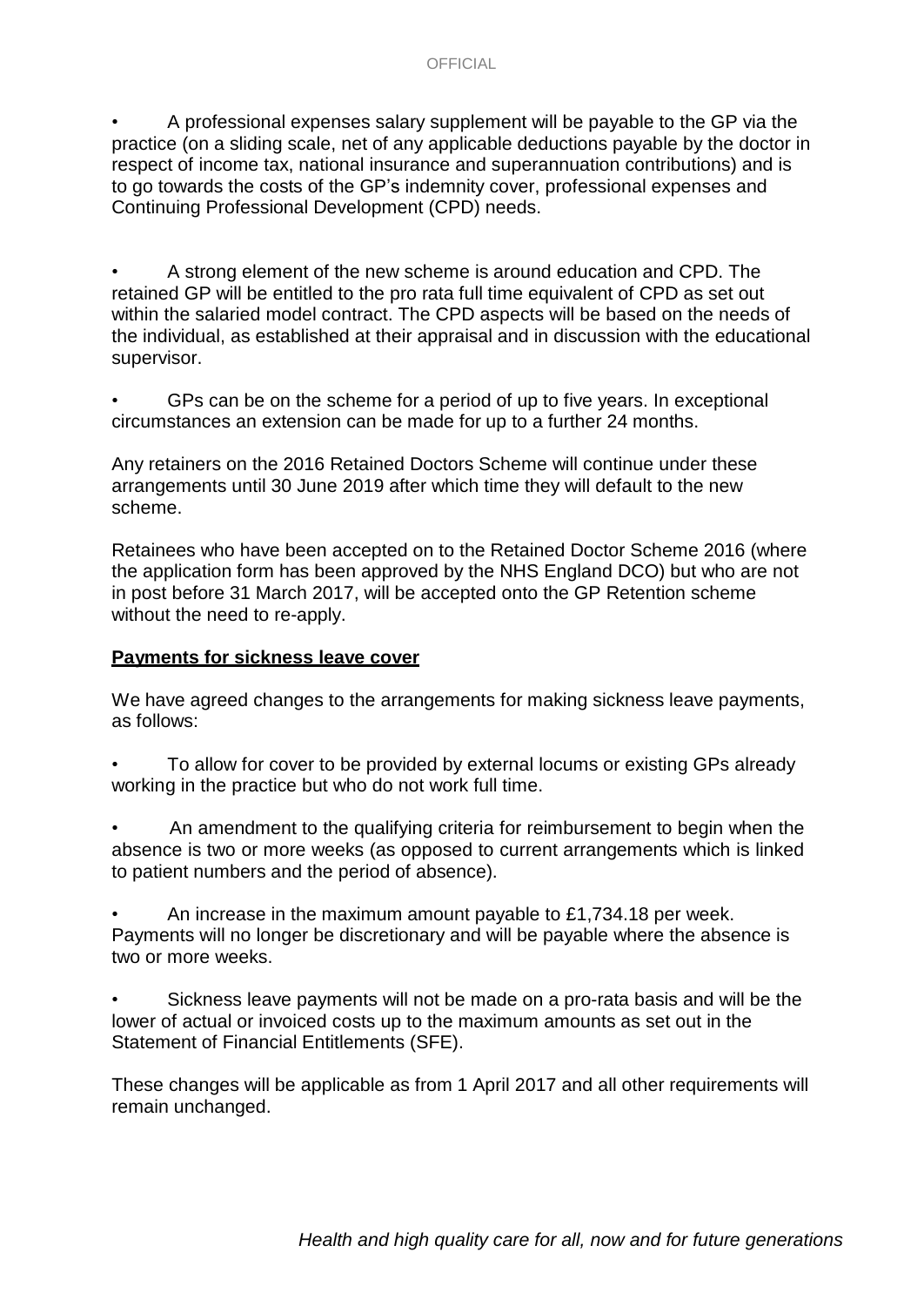- A professional expenses salary supplement will be payable to the GP via the practice (on a sliding scale, net of any applicable deductions payable by the doctor in respect of income tax, national insurance and superannuation contributions) and is to go towards the costs of the GP's indemnity cover, professional expenses and Continuing Professional Development (CPD) needs.

- A strong element of the new scheme is around education and CPD. The retained GP will be entitled to the pro rata full time equivalent of CPD as set out within the salaried model contract. The CPD aspects will be based on the needs of the individual, as established at their appraisal and in discussion with the educational supervisor.

- GPs can be on the scheme for a period of up to five years. In exceptional circumstances an extension can be made for up to a further 24 months.

Any retainers on the 2016 Retained Doctors Scheme will continue under these arrangements until 30 June 2019 after which time they will default to the new scheme.

Retainees who have been accepted on to the Retained Doctor Scheme 2016 (where the application form has been approved by the NHS England DCO) but who are not in post before 31 March 2017, will be accepted onto the GP Retention scheme without the need to re-apply.

**Payments for sickness leave cover**

We have agreed changes to the arrangements for making sickness leave payments, as follows:

- To allow for cover to be provided by external locums or existing GPs already working in the practice but who do not work full time.

- An amendment to the qualifying criteria for reimbursement to begin when the absence is two or more weeks (as opposed to current arrangements which is linked to patient numbers and the period of absence).

- An increase in the maximum amount payable to £1,734.18 per week. Payments will no longer be discretionary and will be payable where the absence is two or more weeks.

- Sickness leave payments will not be made on a pro-rata basis and will be the lower of actual or invoiced costs up to the maximum amounts as set out in the Statement of Financial Entitlements (SFE).

These changes will be applicable as from 1 April 2017 and all other requirements will remain unchanged.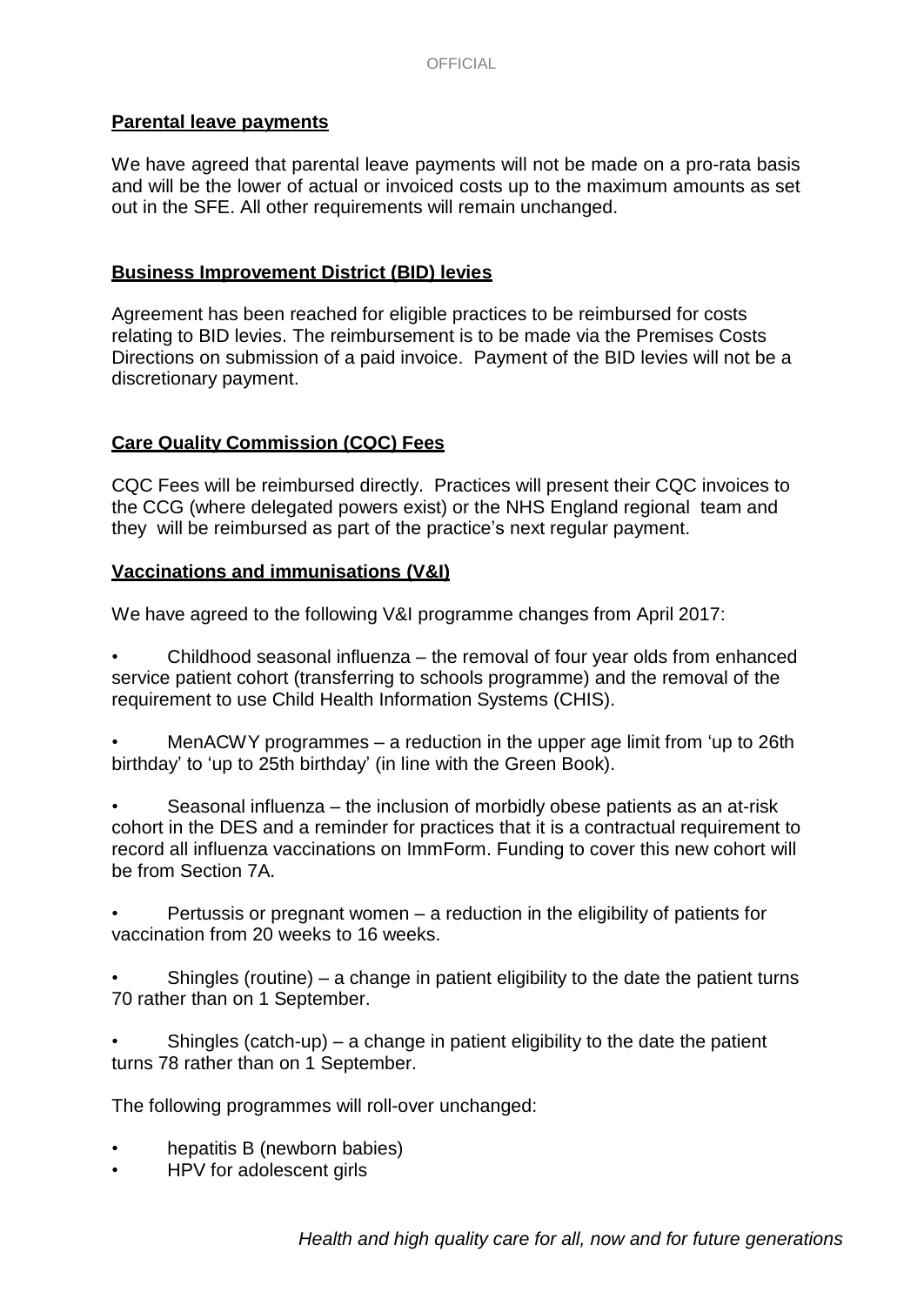## Parental leave payments

We have agreed that parental leave payments will not be made on a pro-rata basis and will be the lower of actual or invoiced costs up to the maximum amounts as set out in the SFE. All other requirements will remain unchanged.

## Business Improvement District (BID) levies

Agreement has been reached for eligible practices to be reimbursed for costs relating to BID levies. The reimbursement is to be made via the Premises Costs Directions on submission of a paid invoice. Payment of the BID levies will not be a discretionary payment.

## Care Quality Commission (CQC) Fees

CQC Fees will be reimbursed directly. Practices will present their CQC invoices to the CCG (where delegated powers exist) or the NHS England regional team and they will be reimbursed as part of the practice's next regular payment.

## Vaccinations and immunisations (V&I)

We have agreed to the following V&I programme changes from April 2017:

- Childhood seasonal influenza – the removal of four year olds from enhanced service patient cohort (transferring to schools programme) and the removal of the requirement to use Child Health Information Systems (CHIS).
- MenACWY programmes – a reduction in the upper age limit from 'up to 26th birthday' to 'up to 25th birthday' (in line with the Green Book).
- Seasonal influenza – the inclusion of morbidly obese patients as an at-risk cohort in the DES and a reminder for practices that it is a contractual requirement to record all influenza vaccinations on ImmForm. Funding to cover this new cohort will be from Section 7A.
- Pertussis or pregnant women – a reduction in the eligibility of patients for vaccination from 20 weeks to 16 weeks.
- Shingles (routine) – a change in patient eligibility to the date the patient turns 70 rather than on 1 September.
- Shingles (catch-up) – a change in patient eligibility to the date the patient turns 78 rather than on 1 September.

The following programmes will roll-over unchanged:

- hepatitis B (newborn babies)
- HPV for adolescent girls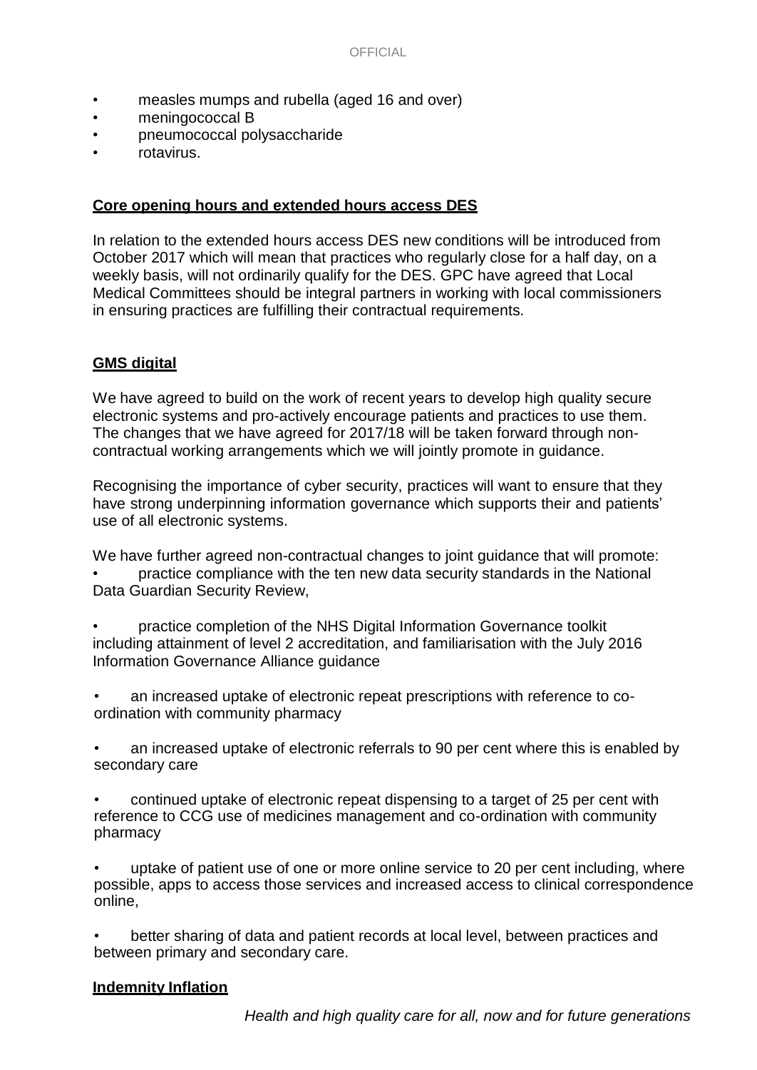- measles mumps and rubella (aged 16 and over)
- meningococcal B
- pneumococcal polysaccharide
- rotavirus.

**Core opening hours and extended hours access DES**

In relation to the extended hours access DES new conditions will be introduced from October 2017 which will mean that practices who regularly close for a half day, on a weekly basis, will not ordinarily qualify for the DES. GPC have agreed that Local Medical Committees should be integral partners in working with local commissioners in ensuring practices are fulfilling their contractual requirements.

**GMS digital**

We have agreed to build on the work of recent years to develop high quality secure electronic systems and pro-actively encourage patients and practices to use them. The changes that we have agreed for 2017/18 will be taken forward through non-contractual working arrangements which we will jointly promote in guidance.

Recognising the importance of cyber security, practices will want to ensure that they have strong underpinning information governance which supports their and patients' use of all electronic systems.

We have further agreed non-contractual changes to joint guidance that will promote:

- practice compliance with the ten new data security standards in the National Data Guardian Security Review,
- practice completion of the NHS Digital Information Governance toolkit including attainment of level 2 accreditation, and familiarisation with the July 2016 Information Governance Alliance guidance
- an increased uptake of electronic repeat prescriptions with reference to co-ordination with community pharmacy
- an increased uptake of electronic referrals to 90 per cent where this is enabled by secondary care
- continued uptake of electronic repeat dispensing to a target of 25 per cent with reference to CCG use of medicines management and co-ordination with community pharmacy
- uptake of patient use of one or more online service to 20 per cent including, where possible, apps to access those services and increased access to clinical correspondence online,
- better sharing of data and patient records at local level, between practices and between primary and secondary care.

**Indemnity Inflation**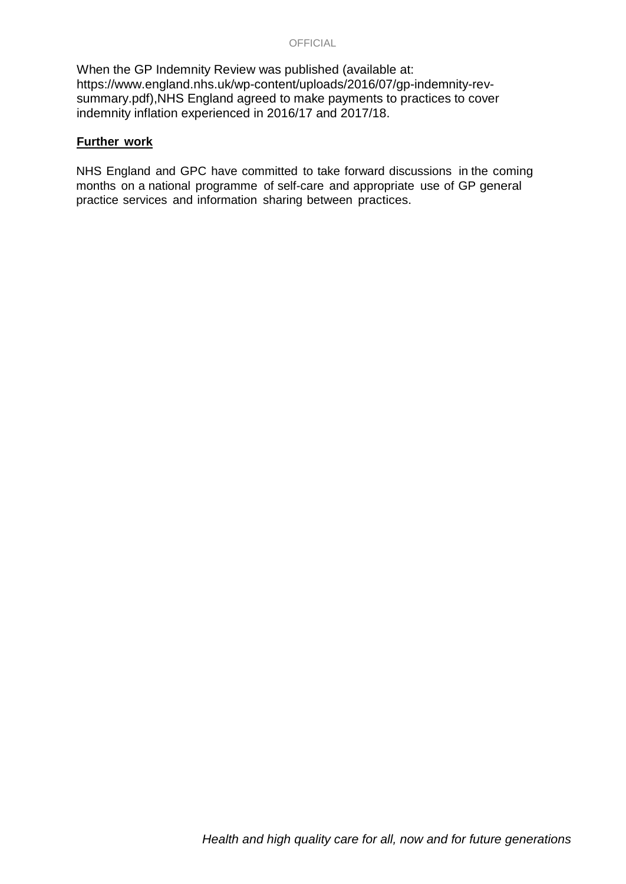When the GP Indemnity Review was published (available at: https://www.england.nhs.uk/wp-content/uploads/2016/07/gp-indemnity-rev-summary.pdf),NHS England agreed to make payments to practices to cover indemnity inflation experienced in 2016/17 and 2017/18.

**Further work**

NHS England and GPC have committed to take forward discussions in the coming months on a national programme of self-care and appropriate use of GP general practice services and information sharing between practices.